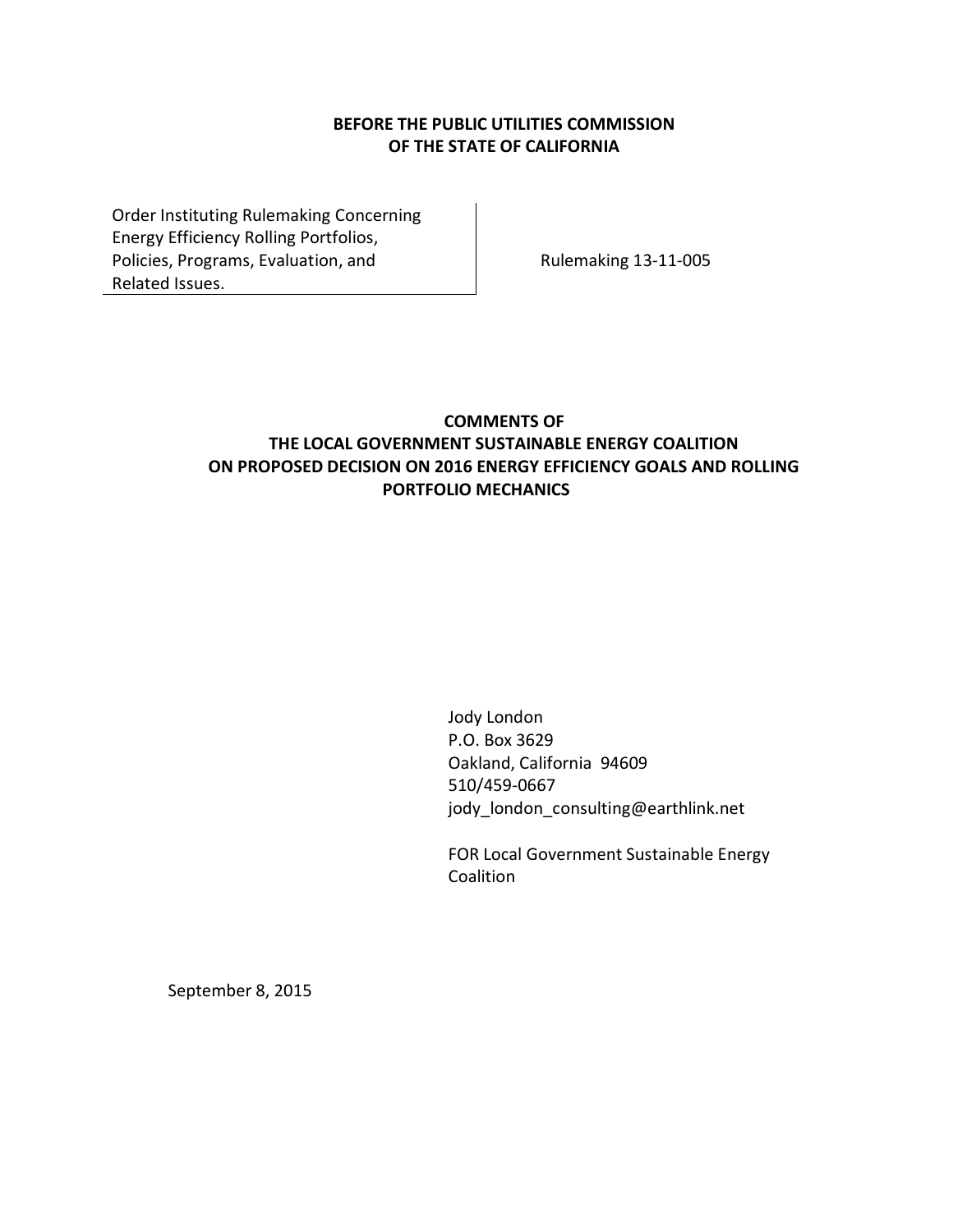**BEFORE THE PUBLIC UTILITIES COMMISSION OF THE STATE OF CALIFORNIA**

| | |
|---|---|
| Order Instituting Rulemaking Concerning Energy Efficiency Rolling Portfolios, Policies, Programs, Evaluation, and Related Issues. | Rulemaking 13-11-005 |

**COMMENTS OF THE LOCAL GOVERNMENT SUSTAINABLE ENERGY COALITION ON PROPOSED DECISION ON 2016 ENERGY EFFICIENCY GOALS AND ROLLING PORTFOLIO MECHANICS**

Jody London
P.O. Box 3629
Oakland, California 94609
510/459-0667
jody_london_consulting@earthlink.net

FOR Local Government Sustainable Energy Coalition

September 8, 2015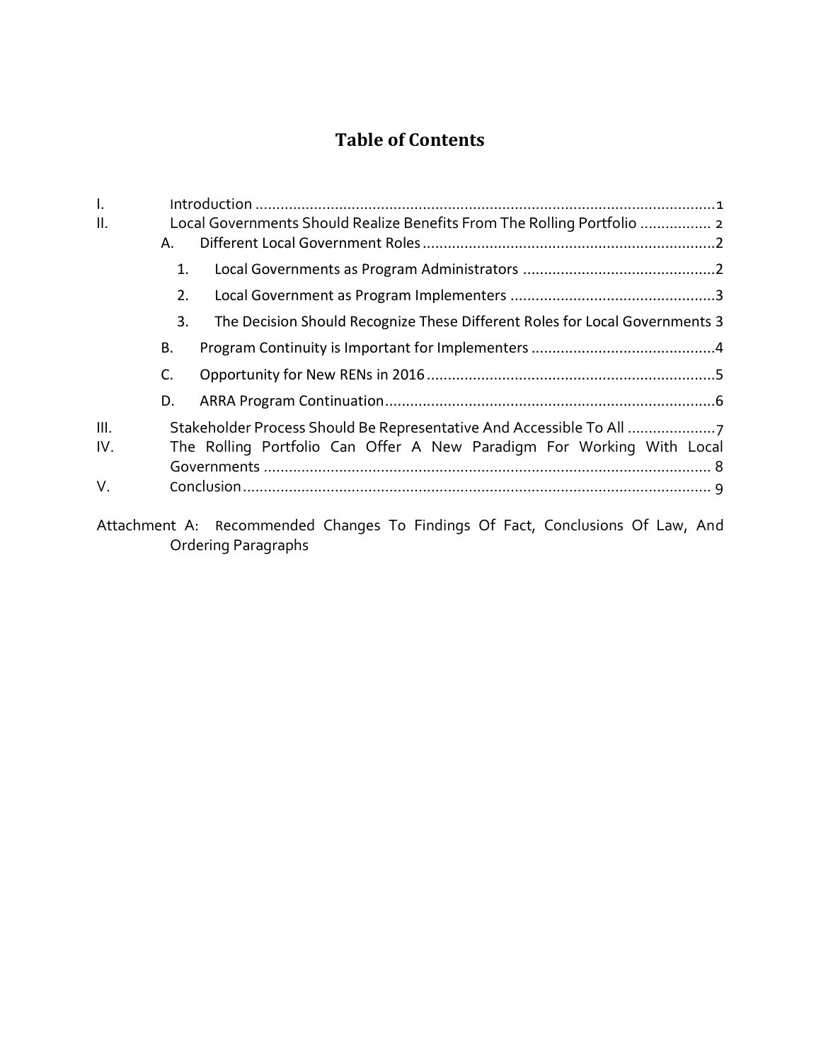# Table of Contents

I. Introduction .............................................................................................................1

II. Local Governments Should Realize Benefits From The Rolling Portfolio ................. 2

  A. Different Local Government Roles .....................................................................2

    1. Local Governments as Program Administrators .............................................2

    2. Local Government as Program Implementers ................................................3

    3. The Decision Should Recognize These Different Roles for Local Governments 3

  B. Program Continuity is Important for Implementers ...........................................4

  C. Opportunity for New RENs in 2016 ....................................................................5

  D. ARRA Program Continuation..............................................................................6

III. Stakeholder Process Should Be Representative And Accessible To All ....................7

IV. The Rolling Portfolio Can Offer A New Paradigm For Working With Local Governments ......................................................................................................... 8

V. Conclusion............................................................................................................. 9

Attachment A: Recommended Changes To Findings Of Fact, Conclusions Of Law, And Ordering Paragraphs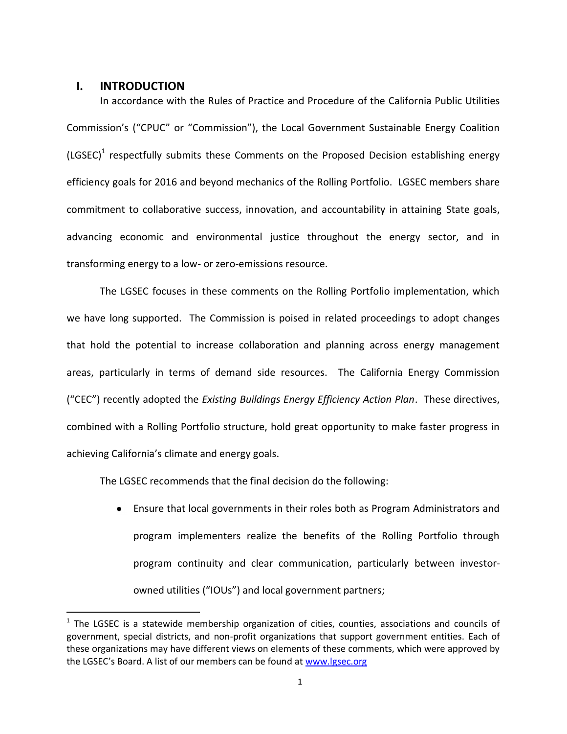## I. INTRODUCTION

In accordance with the Rules of Practice and Procedure of the California Public Utilities Commission's ("CPUC" or "Commission"), the Local Government Sustainable Energy Coalition (LGSEC)[1] respectfully submits these Comments on the Proposed Decision establishing energy efficiency goals for 2016 and beyond mechanics of the Rolling Portfolio. LGSEC members share commitment to collaborative success, innovation, and accountability in attaining State goals, advancing economic and environmental justice throughout the energy sector, and in transforming energy to a low- or zero-emissions resource.

The LGSEC focuses in these comments on the Rolling Portfolio implementation, which we have long supported. The Commission is poised in related proceedings to adopt changes that hold the potential to increase collaboration and planning across energy management areas, particularly in terms of demand side resources. The California Energy Commission ("CEC") recently adopted the *Existing Buildings Energy Efficiency Action Plan*. These directives, combined with a Rolling Portfolio structure, hold great opportunity to make faster progress in achieving California's climate and energy goals.

The LGSEC recommends that the final decision do the following:

- Ensure that local governments in their roles both as Program Administrators and program implementers realize the benefits of the Rolling Portfolio through program continuity and clear communication, particularly between investor-owned utilities ("IOUs") and local government partners;

---

[1] The LGSEC is a statewide membership organization of cities, counties, associations and councils of government, special districts, and non-profit organizations that support government entities. Each of these organizations may have different views on elements of these comments, which were approved by the LGSEC's Board. A list of our members can be found at www.lgsec.org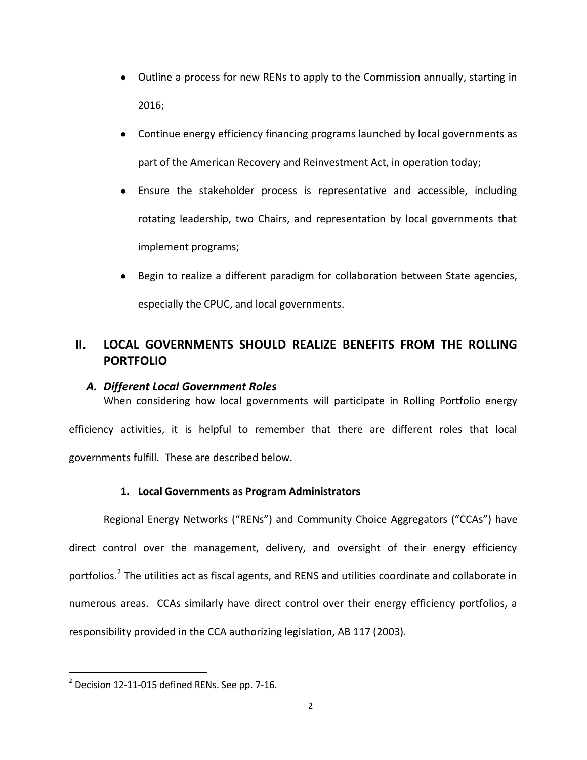- Outline a process for new RENs to apply to the Commission annually, starting in 2016;
- Continue energy efficiency financing programs launched by local governments as part of the American Recovery and Reinvestment Act, in operation today;
- Ensure the stakeholder process is representative and accessible, including rotating leadership, two Chairs, and representation by local governments that implement programs;
- Begin to realize a different paradigm for collaboration between State agencies, especially the CPUC, and local governments.

## II. LOCAL GOVERNMENTS SHOULD REALIZE BENEFITS FROM THE ROLLING PORTFOLIO

### *A. Different Local Government Roles*

When considering how local governments will participate in Rolling Portfolio energy efficiency activities, it is helpful to remember that there are different roles that local governments fulfill. These are described below.

#### 1. Local Governments as Program Administrators

Regional Energy Networks ("RENs") and Community Choice Aggregators ("CCAs") have direct control over the management, delivery, and oversight of their energy efficiency portfolios.[2] The utilities act as fiscal agents, and RENS and utilities coordinate and collaborate in numerous areas. CCAs similarly have direct control over their energy efficiency portfolios, a responsibility provided in the CCA authorizing legislation, AB 117 (2003).

[2] Decision 12-11-015 defined RENs. See pp. 7-16.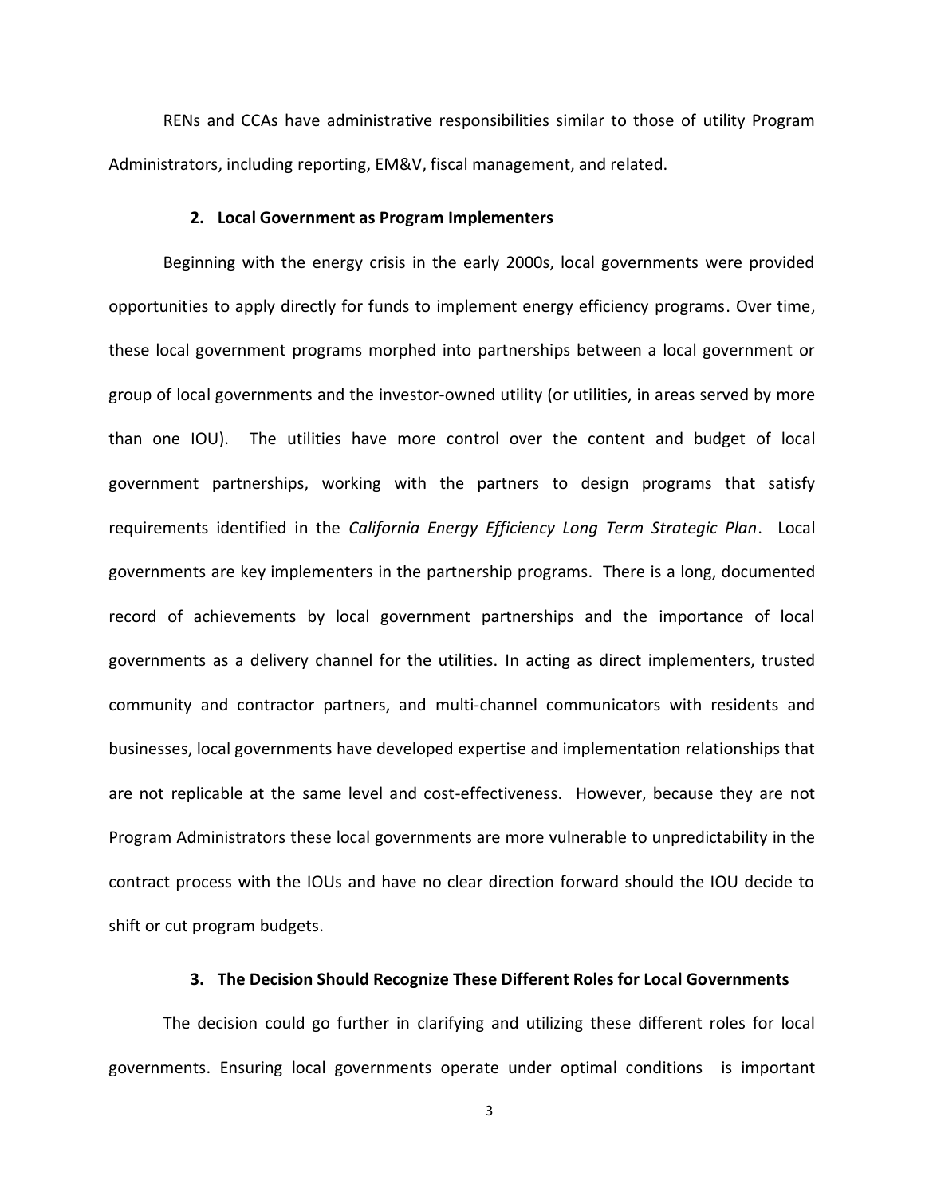RENs and CCAs have administrative responsibilities similar to those of utility Program Administrators, including reporting, EM&V, fiscal management, and related.

### 2. Local Government as Program Implementers

Beginning with the energy crisis in the early 2000s, local governments were provided opportunities to apply directly for funds to implement energy efficiency programs. Over time, these local government programs morphed into partnerships between a local government or group of local governments and the investor-owned utility (or utilities, in areas served by more than one IOU). The utilities have more control over the content and budget of local government partnerships, working with the partners to design programs that satisfy requirements identified in the *California Energy Efficiency Long Term Strategic Plan*. Local governments are key implementers in the partnership programs. There is a long, documented record of achievements by local government partnerships and the importance of local governments as a delivery channel for the utilities. In acting as direct implementers, trusted community and contractor partners, and multi-channel communicators with residents and businesses, local governments have developed expertise and implementation relationships that are not replicable at the same level and cost-effectiveness. However, because they are not Program Administrators these local governments are more vulnerable to unpredictability in the contract process with the IOUs and have no clear direction forward should the IOU decide to shift or cut program budgets.

### 3. The Decision Should Recognize These Different Roles for Local Governments

The decision could go further in clarifying and utilizing these different roles for local governments. Ensuring local governments operate under optimal conditions is important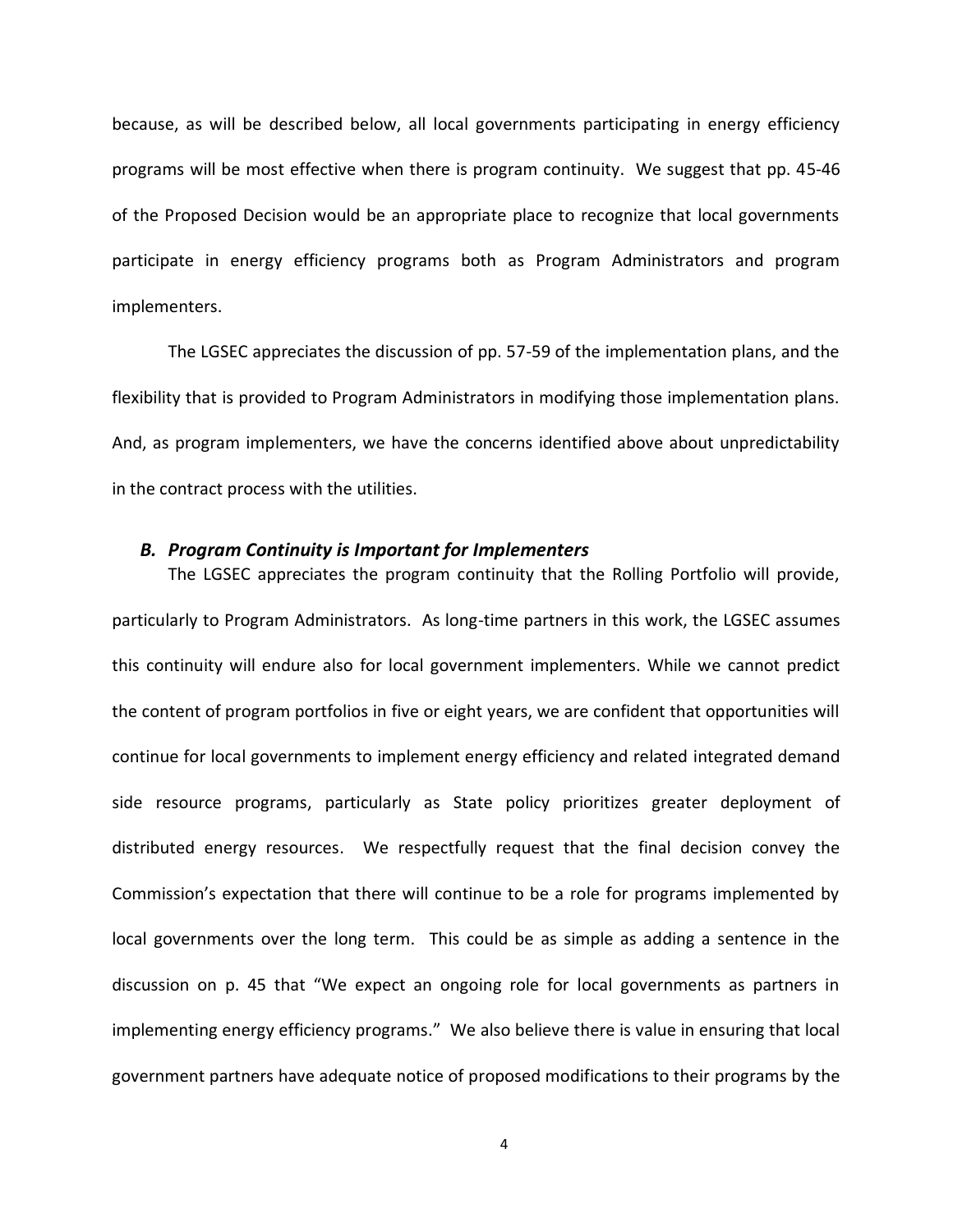because, as will be described below, all local governments participating in energy efficiency programs will be most effective when there is program continuity. We suggest that pp. 45-46 of the Proposed Decision would be an appropriate place to recognize that local governments participate in energy efficiency programs both as Program Administrators and program implementers.

The LGSEC appreciates the discussion of pp. 57-59 of the implementation plans, and the flexibility that is provided to Program Administrators in modifying those implementation plans. And, as program implementers, we have the concerns identified above about unpredictability in the contract process with the utilities.

### *B. Program Continuity is Important for Implementers*

The LGSEC appreciates the program continuity that the Rolling Portfolio will provide, particularly to Program Administrators. As long-time partners in this work, the LGSEC assumes this continuity will endure also for local government implementers. While we cannot predict the content of program portfolios in five or eight years, we are confident that opportunities will continue for local governments to implement energy efficiency and related integrated demand side resource programs, particularly as State policy prioritizes greater deployment of distributed energy resources. We respectfully request that the final decision convey the Commission's expectation that there will continue to be a role for programs implemented by local governments over the long term. This could be as simple as adding a sentence in the discussion on p. 45 that "We expect an ongoing role for local governments as partners in implementing energy efficiency programs." We also believe there is value in ensuring that local government partners have adequate notice of proposed modifications to their programs by the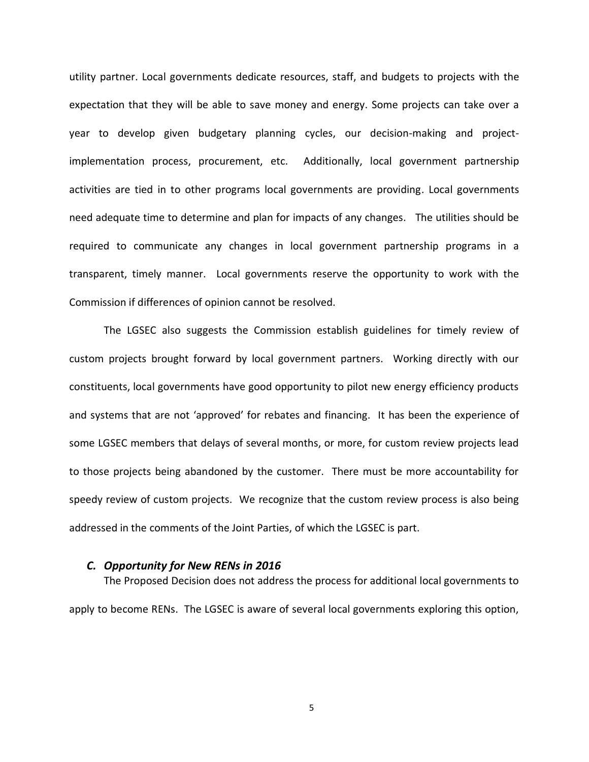utility partner. Local governments dedicate resources, staff, and budgets to projects with the expectation that they will be able to save money and energy. Some projects can take over a year to develop given budgetary planning cycles, our decision-making and project-implementation process, procurement, etc. Additionally, local government partnership activities are tied in to other programs local governments are providing. Local governments need adequate time to determine and plan for impacts of any changes. The utilities should be required to communicate any changes in local government partnership programs in a transparent, timely manner. Local governments reserve the opportunity to work with the Commission if differences of opinion cannot be resolved.

The LGSEC also suggests the Commission establish guidelines for timely review of custom projects brought forward by local government partners. Working directly with our constituents, local governments have good opportunity to pilot new energy efficiency products and systems that are not 'approved' for rebates and financing. It has been the experience of some LGSEC members that delays of several months, or more, for custom review projects lead to those projects being abandoned by the customer. There must be more accountability for speedy review of custom projects. We recognize that the custom review process is also being addressed in the comments of the Joint Parties, of which the LGSEC is part.

### *C. Opportunity for New RENs in 2016*

The Proposed Decision does not address the process for additional local governments to apply to become RENs. The LGSEC is aware of several local governments exploring this option,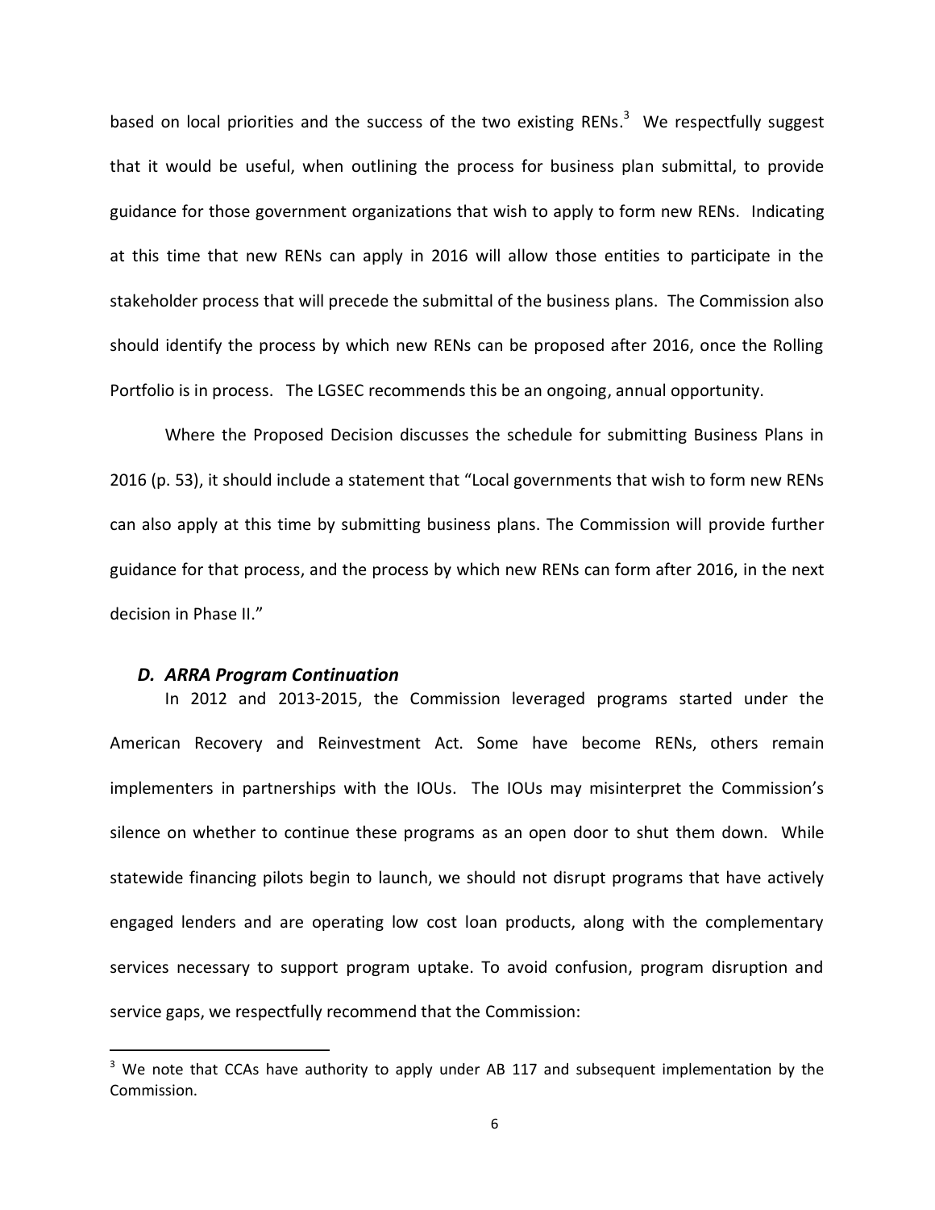based on local priorities and the success of the two existing RENs.[3] We respectfully suggest that it would be useful, when outlining the process for business plan submittal, to provide guidance for those government organizations that wish to apply to form new RENs. Indicating at this time that new RENs can apply in 2016 will allow those entities to participate in the stakeholder process that will precede the submittal of the business plans. The Commission also should identify the process by which new RENs can be proposed after 2016, once the Rolling Portfolio is in process. The LGSEC recommends this be an ongoing, annual opportunity.

Where the Proposed Decision discusses the schedule for submitting Business Plans in 2016 (p. 53), it should include a statement that "Local governments that wish to form new RENs can also apply at this time by submitting business plans. The Commission will provide further guidance for that process, and the process by which new RENs can form after 2016, in the next decision in Phase II."

### *D. ARRA Program Continuation*

In 2012 and 2013-2015, the Commission leveraged programs started under the American Recovery and Reinvestment Act. Some have become RENs, others remain implementers in partnerships with the IOUs. The IOUs may misinterpret the Commission's silence on whether to continue these programs as an open door to shut them down. While statewide financing pilots begin to launch, we should not disrupt programs that have actively engaged lenders and are operating low cost loan products, along with the complementary services necessary to support program uptake. To avoid confusion, program disruption and service gaps, we respectfully recommend that the Commission:

---

[3] We note that CCAs have authority to apply under AB 117 and subsequent implementation by the Commission.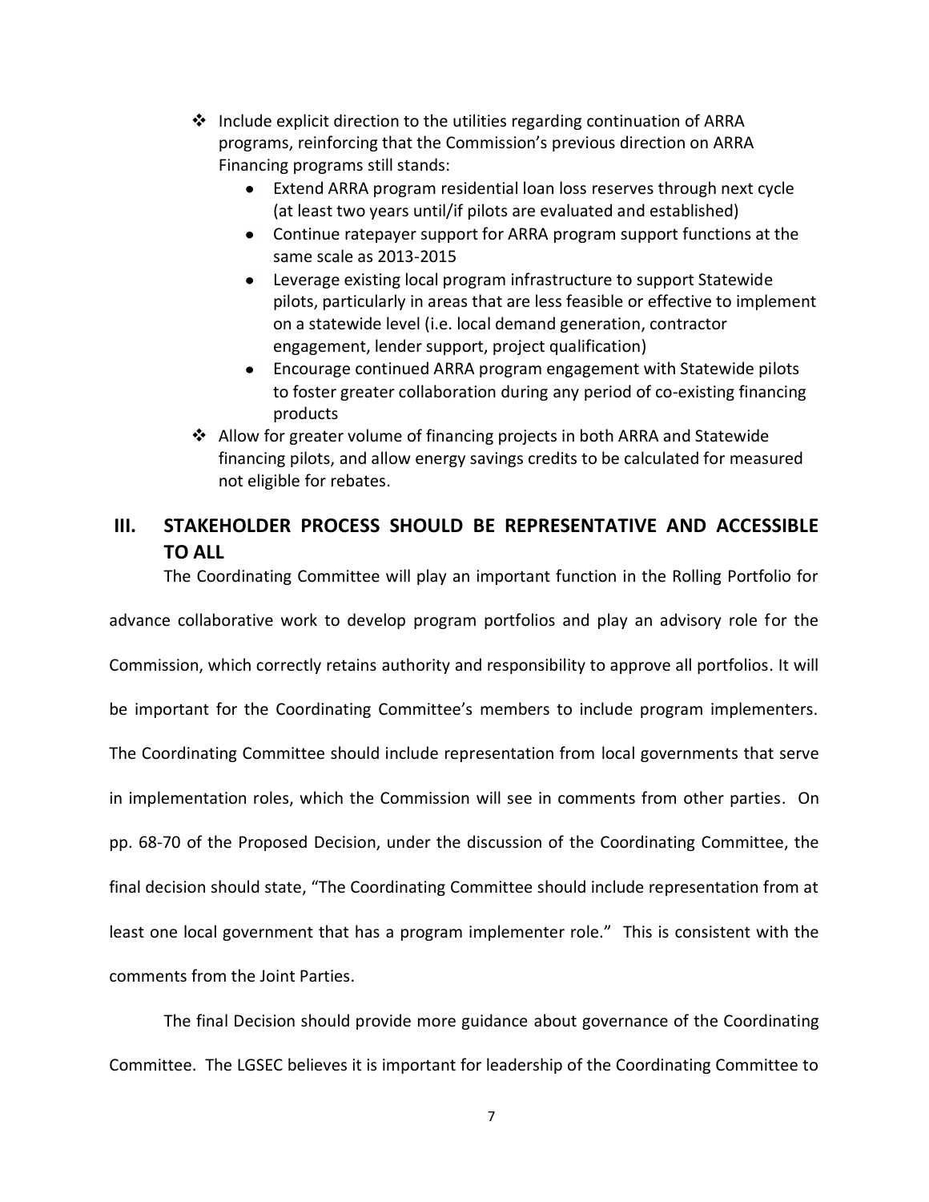- Include explicit direction to the utilities regarding continuation of ARRA programs, reinforcing that the Commission's previous direction on ARRA Financing programs still stands:
  - Extend ARRA program residential loan loss reserves through next cycle (at least two years until/if pilots are evaluated and established)
  - Continue ratepayer support for ARRA program support functions at the same scale as 2013-2015
  - Leverage existing local program infrastructure to support Statewide pilots, particularly in areas that are less feasible or effective to implement on a statewide level (i.e. local demand generation, contractor engagement, lender support, project qualification)
  - Encourage continued ARRA program engagement with Statewide pilots to foster greater collaboration during any period of co-existing financing products
- Allow for greater volume of financing projects in both ARRA and Statewide financing pilots, and allow energy savings credits to be calculated for measured not eligible for rebates.

## III. STAKEHOLDER PROCESS SHOULD BE REPRESENTATIVE AND ACCESSIBLE TO ALL

The Coordinating Committee will play an important function in the Rolling Portfolio for advance collaborative work to develop program portfolios and play an advisory role for the Commission, which correctly retains authority and responsibility to approve all portfolios. It will be important for the Coordinating Committee's members to include program implementers. The Coordinating Committee should include representation from local governments that serve in implementation roles, which the Commission will see in comments from other parties. On pp. 68-70 of the Proposed Decision, under the discussion of the Coordinating Committee, the final decision should state, "The Coordinating Committee should include representation from at least one local government that has a program implementer role." This is consistent with the comments from the Joint Parties.

The final Decision should provide more guidance about governance of the Coordinating Committee. The LGSEC believes it is important for leadership of the Coordinating Committee to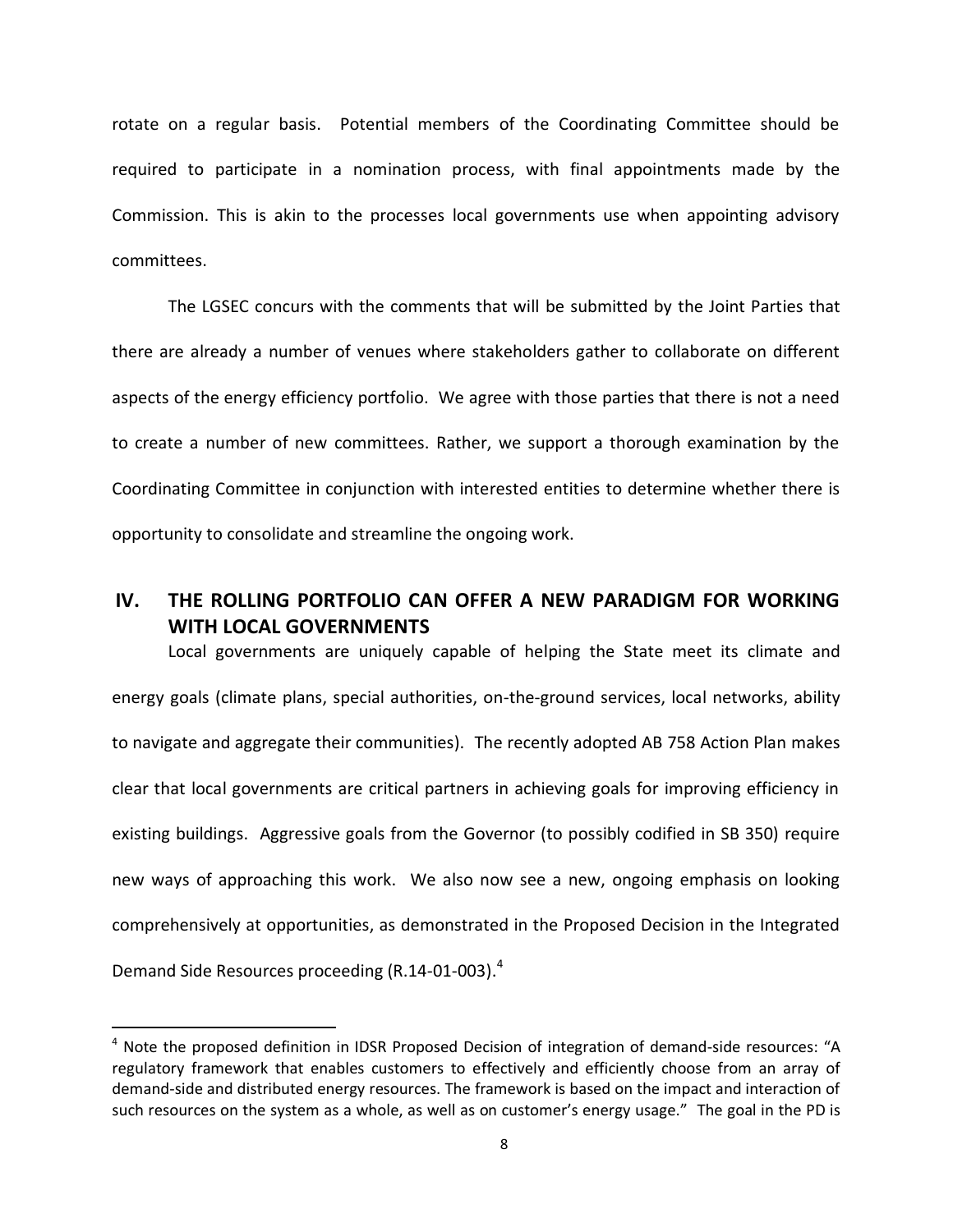rotate on a regular basis. Potential members of the Coordinating Committee should be required to participate in a nomination process, with final appointments made by the Commission. This is akin to the processes local governments use when appointing advisory committees.

The LGSEC concurs with the comments that will be submitted by the Joint Parties that there are already a number of venues where stakeholders gather to collaborate on different aspects of the energy efficiency portfolio. We agree with those parties that there is not a need to create a number of new committees. Rather, we support a thorough examination by the Coordinating Committee in conjunction with interested entities to determine whether there is opportunity to consolidate and streamline the ongoing work.

## IV. THE ROLLING PORTFOLIO CAN OFFER A NEW PARADIGM FOR WORKING WITH LOCAL GOVERNMENTS

Local governments are uniquely capable of helping the State meet its climate and energy goals (climate plans, special authorities, on-the-ground services, local networks, ability to navigate and aggregate their communities). The recently adopted AB 758 Action Plan makes clear that local governments are critical partners in achieving goals for improving efficiency in existing buildings. Aggressive goals from the Governor (to possibly codified in SB 350) require new ways of approaching this work. We also now see a new, ongoing emphasis on looking comprehensively at opportunities, as demonstrated in the Proposed Decision in the Integrated Demand Side Resources proceeding (R.14-01-003).[4]

---

[4] Note the proposed definition in IDSR Proposed Decision of integration of demand-side resources: "A regulatory framework that enables customers to effectively and efficiently choose from an array of demand-side and distributed energy resources. The framework is based on the impact and interaction of such resources on the system as a whole, as well as on customer's energy usage." The goal in the PD is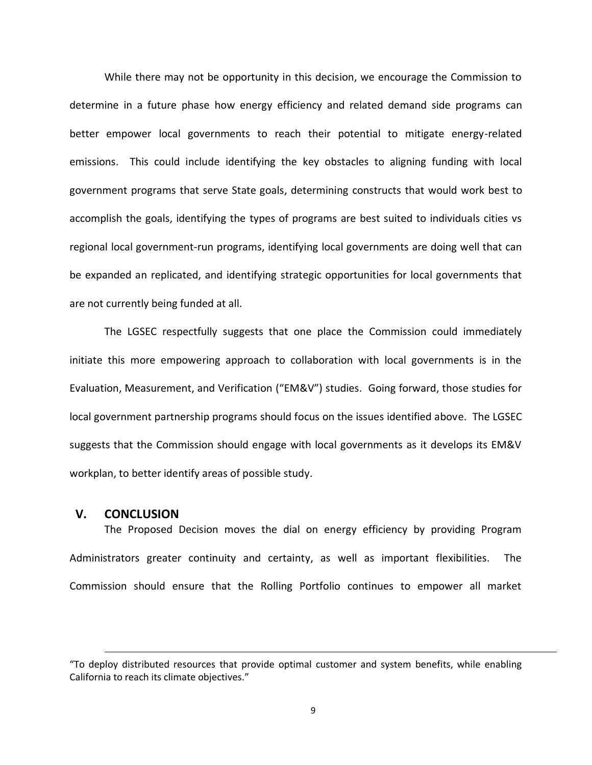While there may not be opportunity in this decision, we encourage the Commission to determine in a future phase how energy efficiency and related demand side programs can better empower local governments to reach their potential to mitigate energy-related emissions. This could include identifying the key obstacles to aligning funding with local government programs that serve State goals, determining constructs that would work best to accomplish the goals, identifying the types of programs are best suited to individuals cities vs regional local government-run programs, identifying local governments are doing well that can be expanded an replicated, and identifying strategic opportunities for local governments that are not currently being funded at all.

The LGSEC respectfully suggests that one place the Commission could immediately initiate this more empowering approach to collaboration with local governments is in the Evaluation, Measurement, and Verification ("EM&V") studies. Going forward, those studies for local government partnership programs should focus on the issues identified above. The LGSEC suggests that the Commission should engage with local governments as it develops its EM&V workplan, to better identify areas of possible study.

## V. CONCLUSION

The Proposed Decision moves the dial on energy efficiency by providing Program Administrators greater continuity and certainty, as well as important flexibilities. The Commission should ensure that the Rolling Portfolio continues to empower all market

---

"To deploy distributed resources that provide optimal customer and system benefits, while enabling California to reach its climate objectives."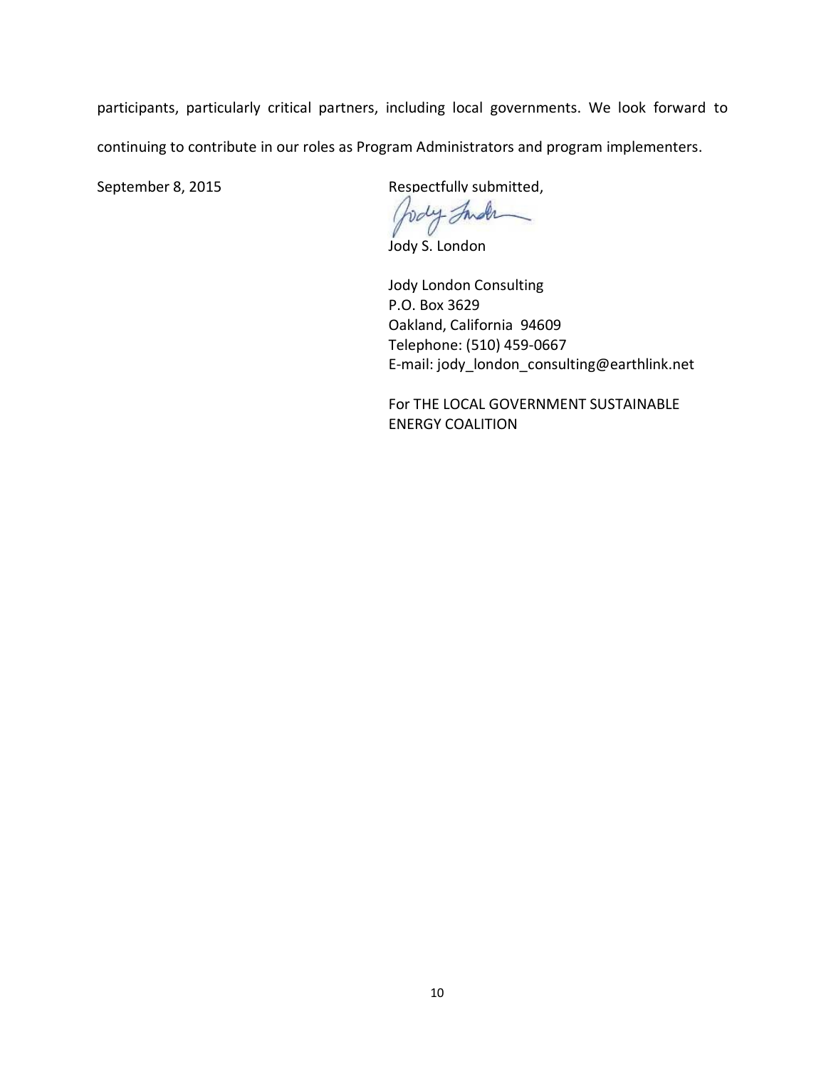participants, particularly critical partners, including local governments. We look forward to continuing to contribute in our roles as Program Administrators and program implementers.

September 8, 2015

Respectfully submitted,

Jody S. London

Jody London Consulting
P.O. Box 3629
Oakland, California 94609
Telephone: (510) 459-0667
E-mail: jody_london_consulting@earthlink.net

For THE LOCAL GOVERNMENT SUSTAINABLE ENERGY COALITION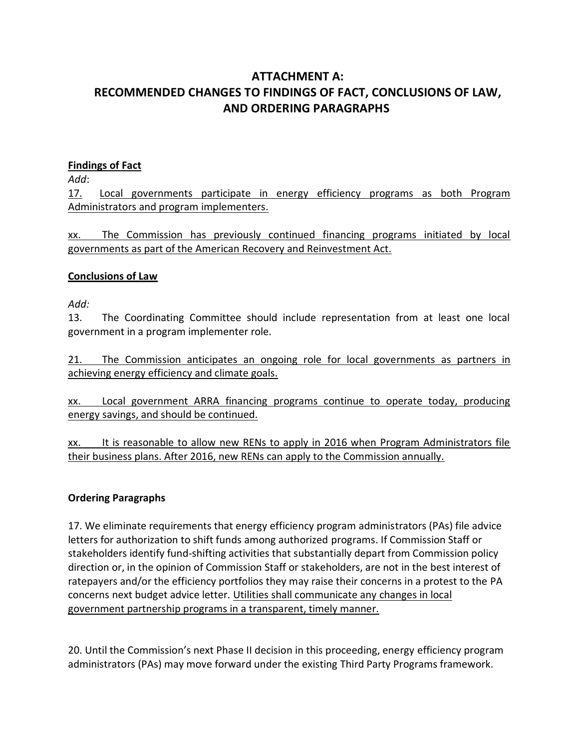# ATTACHMENT A: RECOMMENDED CHANGES TO FINDINGS OF FACT, CONCLUSIONS OF LAW, AND ORDERING PARAGRAPHS

**Findings of Fact**

*Add*:

17. Local governments participate in energy efficiency programs as both Program Administrators and program implementers.

xx. The Commission has previously continued financing programs initiated by local governments as part of the American Recovery and Reinvestment Act.

**Conclusions of Law**

*Add:*

13. The Coordinating Committee should include representation from at least one local government in a program implementer role.

21. The Commission anticipates an ongoing role for local governments as partners in achieving energy efficiency and climate goals.

xx. Local government ARRA financing programs continue to operate today, producing energy savings, and should be continued.

xx. It is reasonable to allow new RENs to apply in 2016 when Program Administrators file their business plans. After 2016, new RENs can apply to the Commission annually.

**Ordering Paragraphs**

17. We eliminate requirements that energy efficiency program administrators (PAs) file advice letters for authorization to shift funds among authorized programs. If Commission Staff or stakeholders identify fund-shifting activities that substantially depart from Commission policy direction or, in the opinion of Commission Staff or stakeholders, are not in the best interest of ratepayers and/or the efficiency portfolios they may raise their concerns in a protest to the PA concerns next budget advice letter. Utilities shall communicate any changes in local government partnership programs in a transparent, timely manner.

20. Until the Commission's next Phase II decision in this proceeding, energy efficiency program administrators (PAs) may move forward under the existing Third Party Programs framework.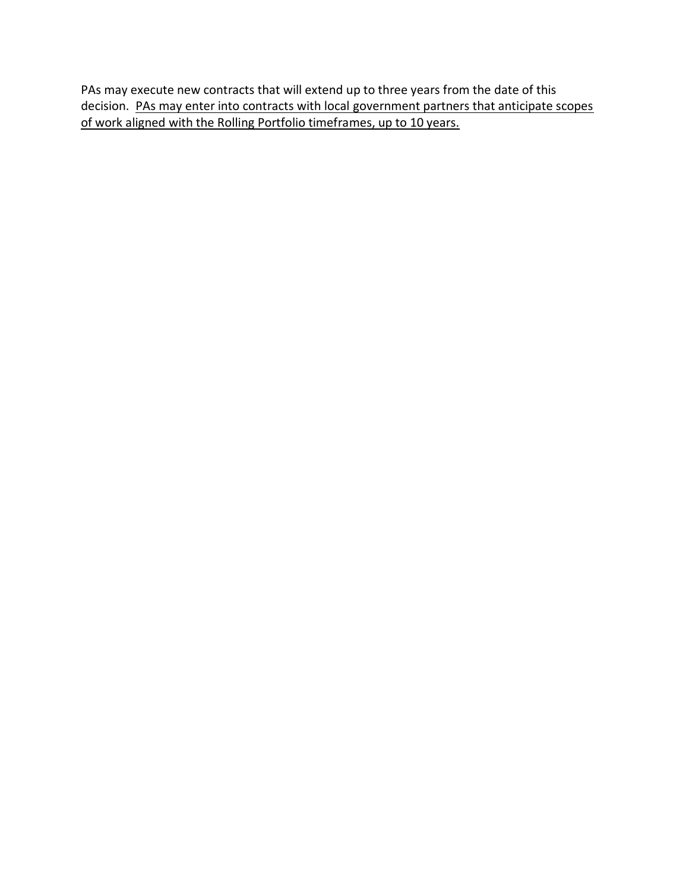PAs may execute new contracts that will extend up to three years from the date of this decision. <u>PAs may enter into contracts with local government partners that anticipate scopes of work aligned with the Rolling Portfolio timeframes, up to 10 years.</u>